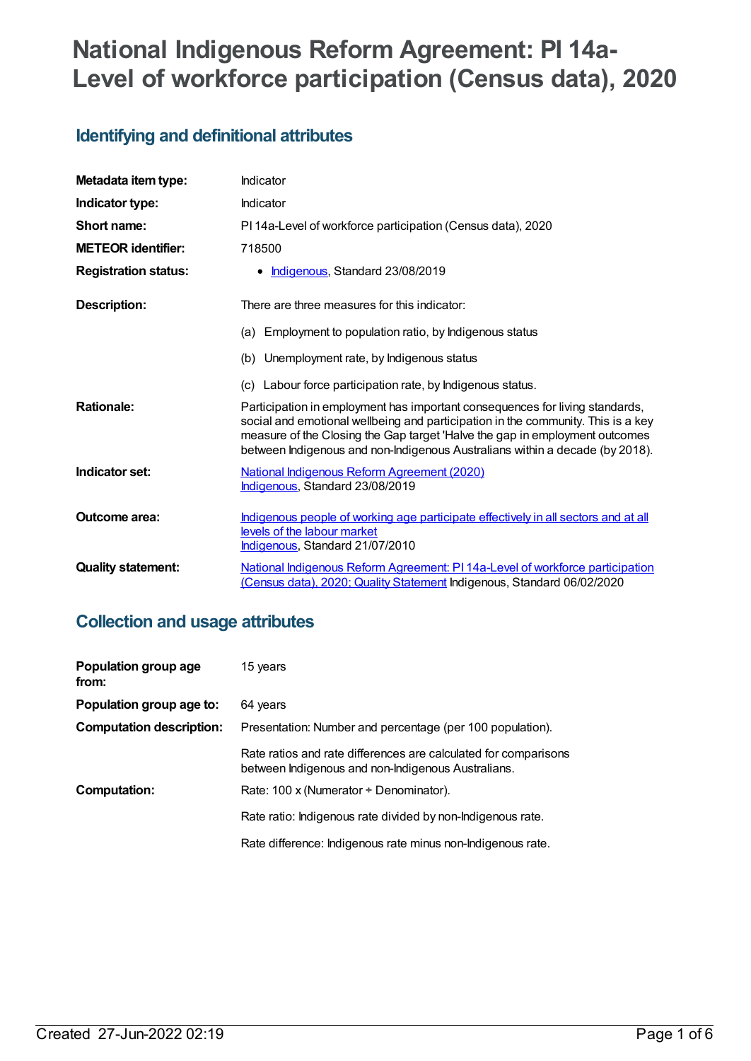# National Indigenous Reform Agreement: PI 14a-Level of workforce participation (Census data), 2020

## Identifying and definitional attributes

| | |
|---|---|
| **Metadata item type:** | Indicator |
| **Indicator type:** | Indicator |
| **Short name:** | PI 14a-Level of workforce participation (Census data), 2020 |
| **METEOR identifier:** | 718500 |
| **Registration status:** | • Indigenous, Standard 23/08/2019 |
| **Description:** | There are three measures for this indicator:<br>(a) Employment to population ratio, by Indigenous status<br>(b) Unemployment rate, by Indigenous status<br>(c) Labour force participation rate, by Indigenous status. |
| **Rationale:** | Participation in employment has important consequences for living standards, social and emotional wellbeing and participation in the community. This is a key measure of the Closing the Gap target 'Halve the gap in employment outcomes between Indigenous and non-Indigenous Australians within a decade (by 2018). |
| **Indicator set:** | National Indigenous Reform Agreement (2020)<br>Indigenous, Standard 23/08/2019 |
| **Outcome area:** | Indigenous people of working age participate effectively in all sectors and at all levels of the labour market<br>Indigenous, Standard 21/07/2010 |
| **Quality statement:** | National Indigenous Reform Agreement: PI 14a-Level of workforce participation (Census data), 2020; Quality Statement Indigenous, Standard 06/02/2020 |

## Collection and usage attributes

| | |
|---|---|
| **Population group age from:** | 15 years |
| **Population group age to:** | 64 years |
| **Computation description:** | Presentation: Number and percentage (per 100 population).<br>Rate ratios and rate differences are calculated for comparisons between Indigenous and non-Indigenous Australians. |
| **Computation:** | Rate: 100 x (Numerator ÷ Denominator).<br>Rate ratio: Indigenous rate divided by non-Indigenous rate.<br>Rate difference: Indigenous rate minus non-Indigenous rate. |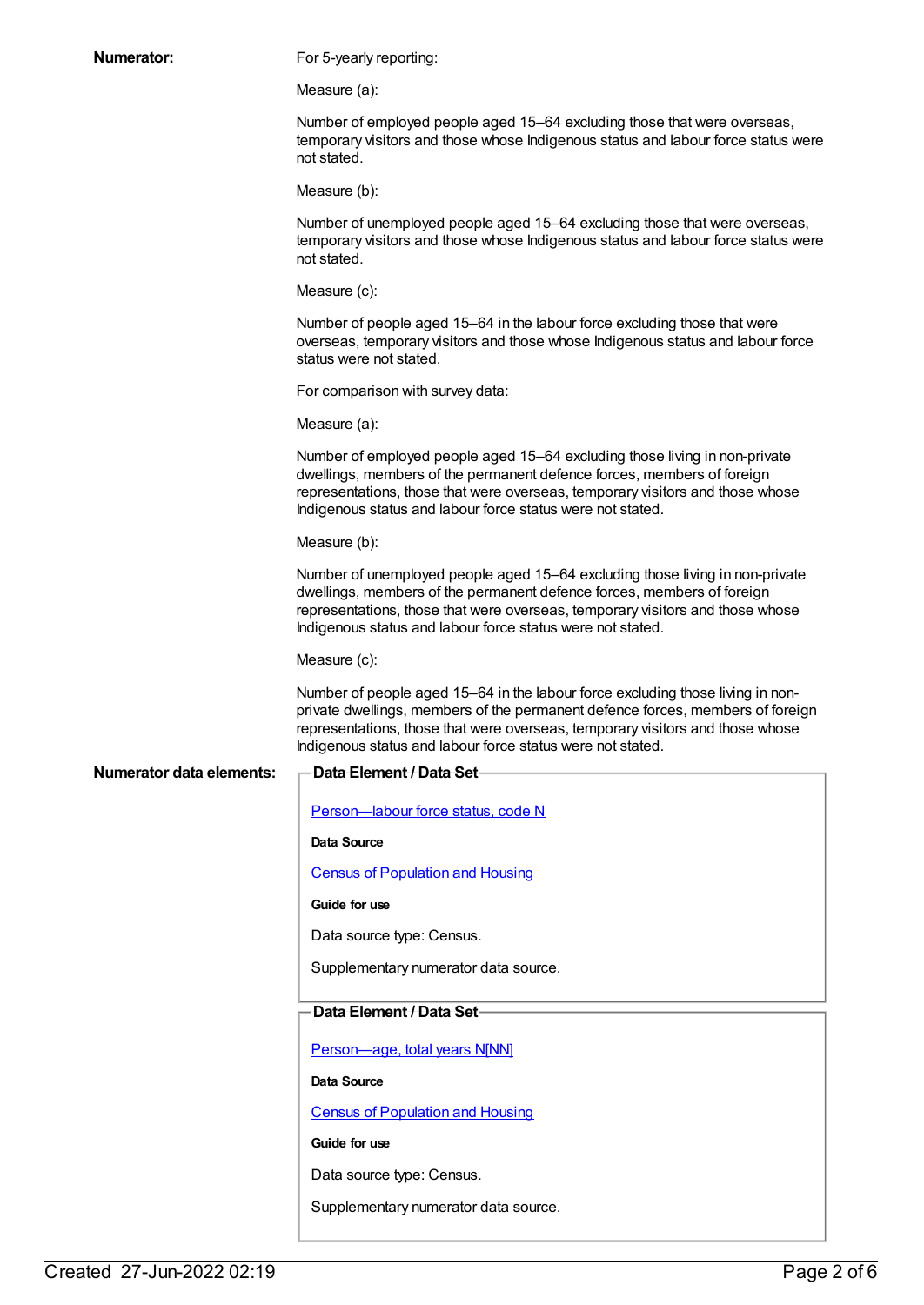**Numerator:**

For 5-yearly reporting:

Measure (a):

Number of employed people aged 15–64 excluding those that were overseas, temporary visitors and those whose Indigenous status and labour force status were not stated.

Measure (b):

Number of unemployed people aged 15–64 excluding those that were overseas, temporary visitors and those whose Indigenous status and labour force status were not stated.

Measure (c):

Number of people aged 15–64 in the labour force excluding those that were overseas, temporary visitors and those whose Indigenous status and labour force status were not stated.

For comparison with survey data:

Measure (a):

Number of employed people aged 15–64 excluding those living in non-private dwellings, members of the permanent defence forces, members of foreign representations, those that were overseas, temporary visitors and those whose Indigenous status and labour force status were not stated.

Measure (b):

Number of unemployed people aged 15–64 excluding those living in non-private dwellings, members of the permanent defence forces, members of foreign representations, those that were overseas, temporary visitors and those whose Indigenous status and labour force status were not stated.

Measure (c):

Number of people aged 15–64 in the labour force excluding those living in non-private dwellings, members of the permanent defence forces, members of foreign representations, those that were overseas, temporary visitors and those whose Indigenous status and labour force status were not stated.

**Numerator data elements:**

**Data Element / Data Set**

Person—labour force status, code N

**Data Source**

Census of Population and Housing

**Guide for use**

Data source type: Census.

Supplementary numerator data source.

**Data Element / Data Set**

Person—age, total years N[NN]

**Data Source**

Census of Population and Housing

**Guide for use**

Data source type: Census.

Supplementary numerator data source.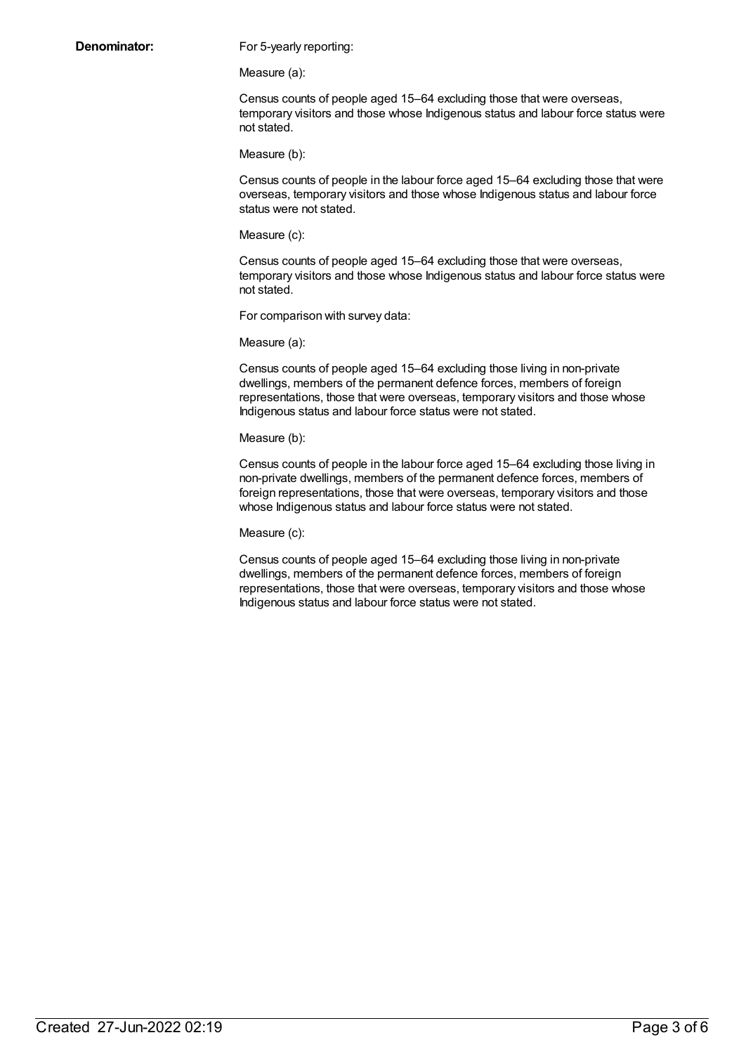**Denominator:**

For 5-yearly reporting:

Measure (a):

Census counts of people aged 15–64 excluding those that were overseas, temporary visitors and those whose Indigenous status and labour force status were not stated.

Measure (b):

Census counts of people in the labour force aged 15–64 excluding those that were overseas, temporary visitors and those whose Indigenous status and labour force status were not stated.

Measure (c):

Census counts of people aged 15–64 excluding those that were overseas, temporary visitors and those whose Indigenous status and labour force status were not stated.

For comparison with survey data:

Measure (a):

Census counts of people aged 15–64 excluding those living in non-private dwellings, members of the permanent defence forces, members of foreign representations, those that were overseas, temporary visitors and those whose Indigenous status and labour force status were not stated.

Measure (b):

Census counts of people in the labour force aged 15–64 excluding those living in non-private dwellings, members of the permanent defence forces, members of foreign representations, those that were overseas, temporary visitors and those whose Indigenous status and labour force status were not stated.

Measure (c):

Census counts of people aged 15–64 excluding those living in non-private dwellings, members of the permanent defence forces, members of foreign representations, those that were overseas, temporary visitors and those whose Indigenous status and labour force status were not stated.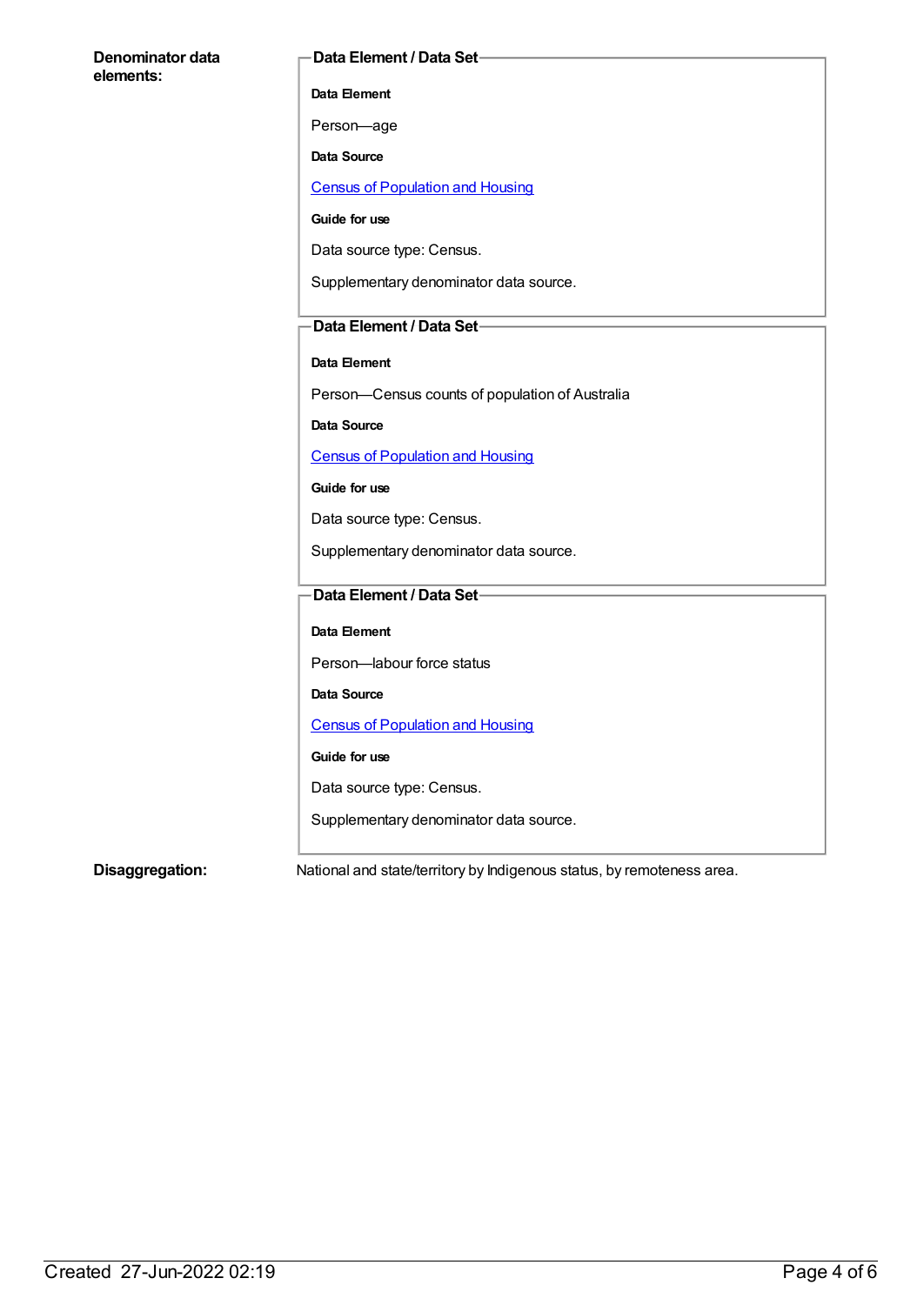**Denominator data elements:**

**Data Element / Data Set**

**Data Element**

Person—age

**Data Source**

Census of Population and Housing

**Guide for use**

Data source type: Census.

Supplementary denominator data source.

**Data Element / Data Set**

**Data Element**

Person—Census counts of population of Australia

**Data Source**

Census of Population and Housing

**Guide for use**

Data source type: Census.

Supplementary denominator data source.

**Data Element / Data Set**

**Data Element**

Person—labour force status

**Data Source**

Census of Population and Housing

**Guide for use**

Data source type: Census.

Supplementary denominator data source.

**Disaggregation:** National and state/territory by Indigenous status, by remoteness area.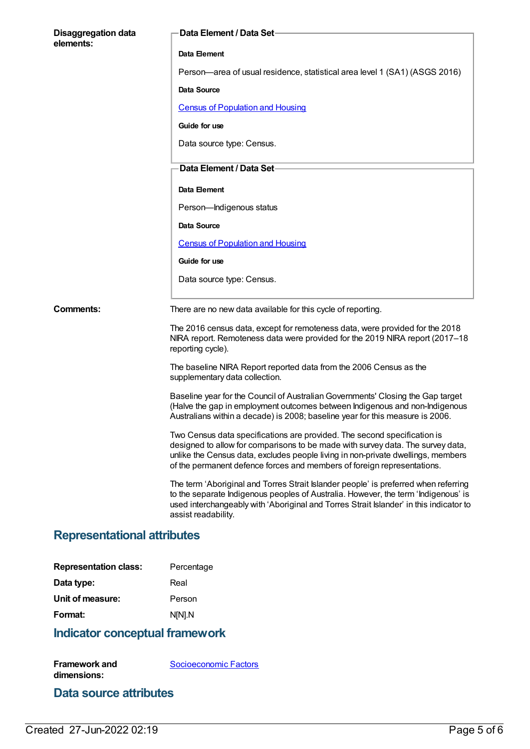**Disaggregation data elements:**

**Data Element / Data Set**

**Data Element**

Person—area of usual residence, statistical area level 1 (SA1) (ASGS 2016)

**Data Source**

Census of Population and Housing

**Guide for use**

Data source type: Census.

**Data Element / Data Set**

**Data Element**

Person—Indigenous status

**Data Source**

Census of Population and Housing

**Guide for use**

Data source type: Census.

**Comments:**

There are no new data available for this cycle of reporting.

The 2016 census data, except for remoteness data, were provided for the 2018 NIRA report. Remoteness data were provided for the 2019 NIRA report (2017–18 reporting cycle).

The baseline NIRA Report reported data from the 2006 Census as the supplementary data collection.

Baseline year for the Council of Australian Governments' Closing the Gap target (Halve the gap in employment outcomes between Indigenous and non-Indigenous Australians within a decade) is 2008; baseline year for this measure is 2006.

Two Census data specifications are provided. The second specification is designed to allow for comparisons to be made with survey data. The survey data, unlike the Census data, excludes people living in non-private dwellings, members of the permanent defence forces and members of foreign representations.

The term 'Aboriginal and Torres Strait Islander people' is preferred when referring to the separate Indigenous peoples of Australia. However, the term 'Indigenous' is used interchangeably with 'Aboriginal and Torres Strait Islander' in this indicator to assist readability.

## Representational attributes

**Representation class:** Percentage

**Data type:** Real

**Unit of measure:** Person

**Format:** N[N].N

## Indicator conceptual framework

**Framework and dimensions:** Socioeconomic Factors

## Data source attributes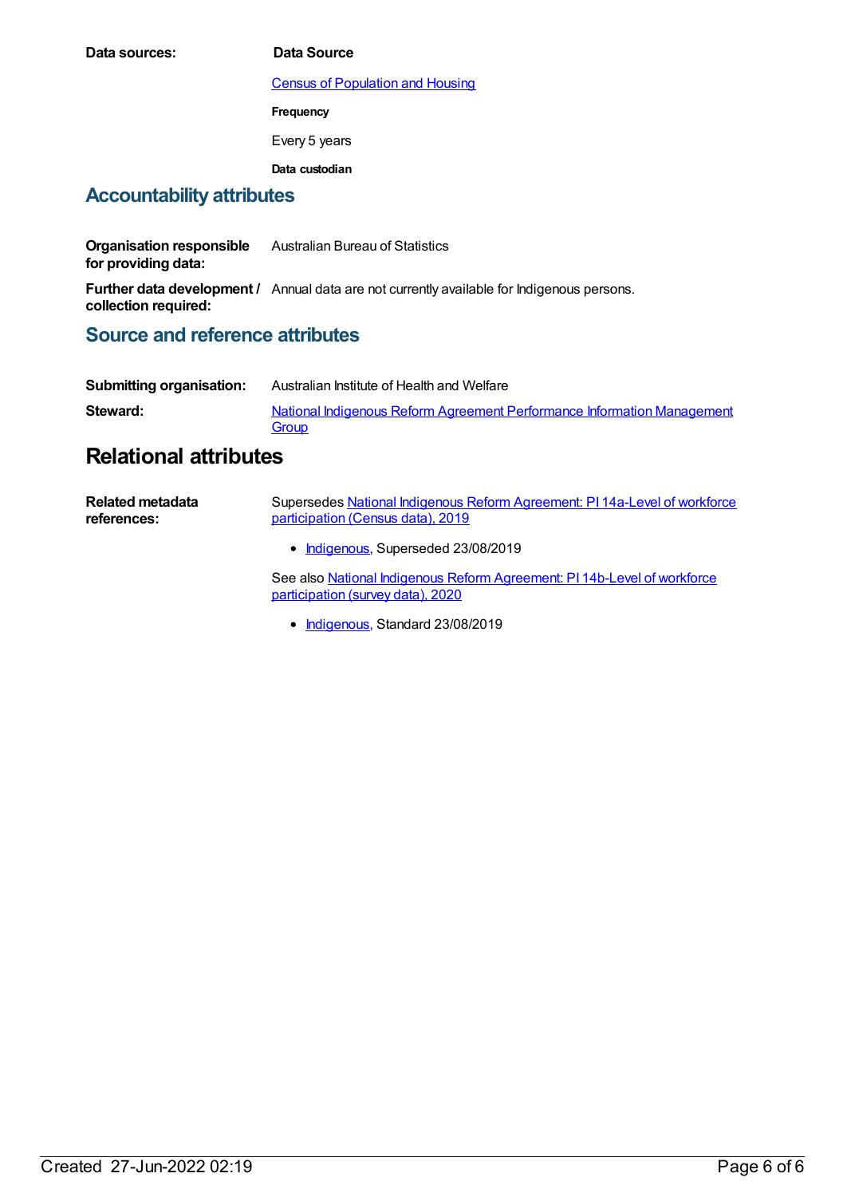**Data sources:**

**Data Source**

Census of Population and Housing

**Frequency**

Every 5 years

**Data custodian**

## Accountability attributes

**Organisation responsible for providing data:** Australian Bureau of Statistics

**Further data development / collection required:** Annual data are not currently available for Indigenous persons.

## Source and reference attributes

**Submitting organisation:** Australian Institute of Health and Welfare

**Steward:** National Indigenous Reform Agreement Performance Information Management Group

# Relational attributes

**Related metadata references:**

Supersedes National Indigenous Reform Agreement: PI 14a-Level of workforce participation (Census data), 2019

- Indigenous, Superseded 23/08/2019

See also National Indigenous Reform Agreement: PI 14b-Level of workforce participation (survey data), 2020

- Indigenous, Standard 23/08/2019